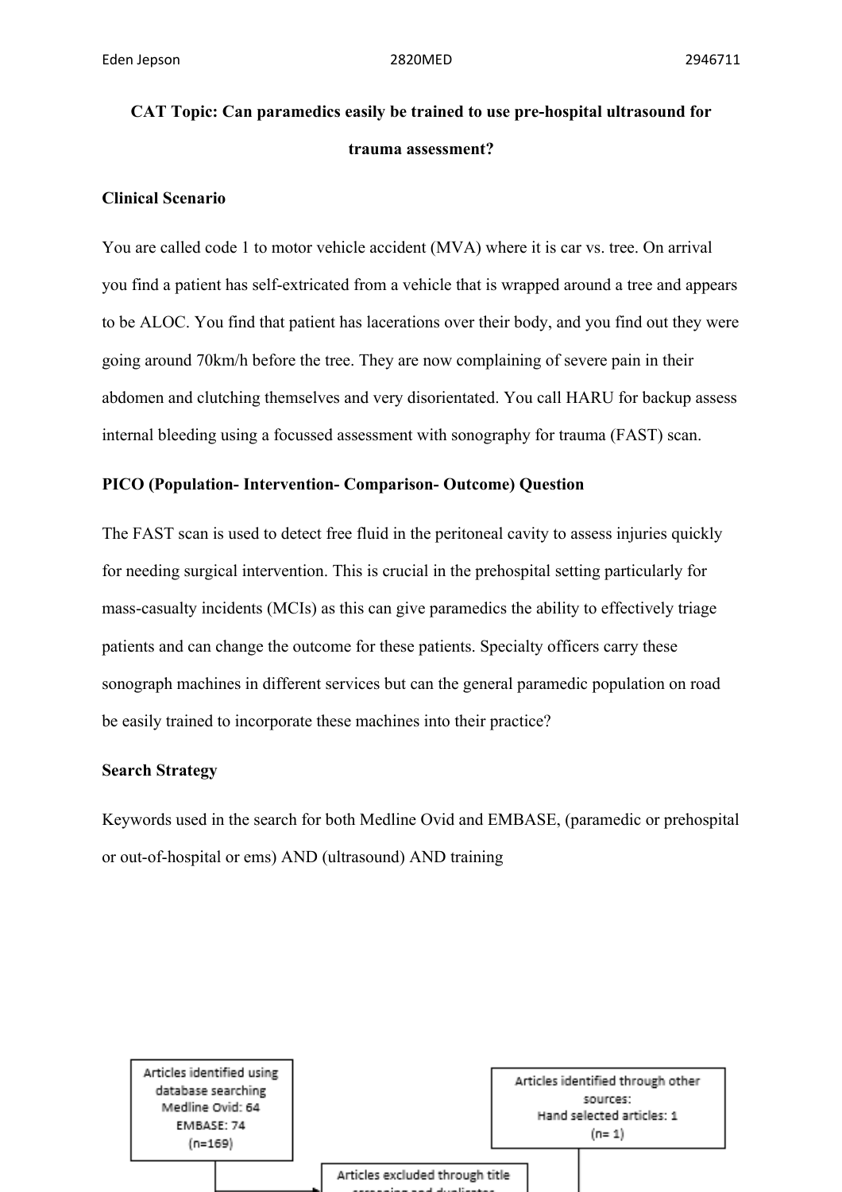**CAT Topic: Can paramedics easily be trained to use pre-hospital ultrasound for trauma assessment?**

**Clinical Scenario**

You are called code 1 to motor vehicle accident (MVA) where it is car vs. tree. On arrival you find a patient has self-extricated from a vehicle that is wrapped around a tree and appears to be ALOC. You find that patient has lacerations over their body, and you find out they were going around 70km/h before the tree. They are now complaining of severe pain in their abdomen and clutching themselves and very disorientated. You call HARU for backup assess internal bleeding using a focussed assessment with sonography for trauma (FAST) scan.

**PICO (Population- Intervention- Comparison- Outcome) Question**

The FAST scan is used to detect free fluid in the peritoneal cavity to assess injuries quickly for needing surgical intervention. This is crucial in the prehospital setting particularly for mass-casualty incidents (MCIs) as this can give paramedics the ability to effectively triage patients and can change the outcome for these patients. Specialty officers carry these sonograph machines in different services but can the general paramedic population on road be easily trained to incorporate these machines into their practice?

**Search Strategy**

Keywords used in the search for both Medline Ovid and EMBASE, (paramedic or prehospital or out-of-hospital or ems) AND (ultrasound) AND training

Articles identified using database searching
Medline Ovid: 64
EMBASE: 74
(n=169)

Articles identified through other sources:
Hand selected articles: 1
(n= 1)

Articles excluded through title screening and duplicates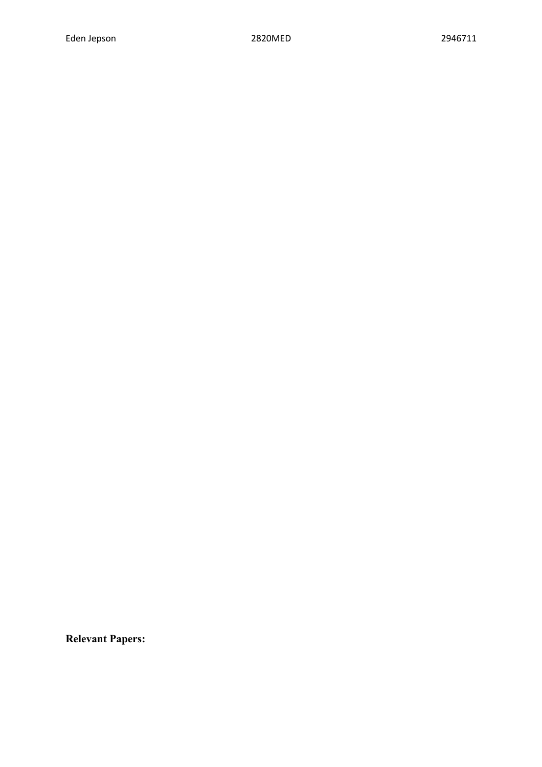**Relevant Papers:**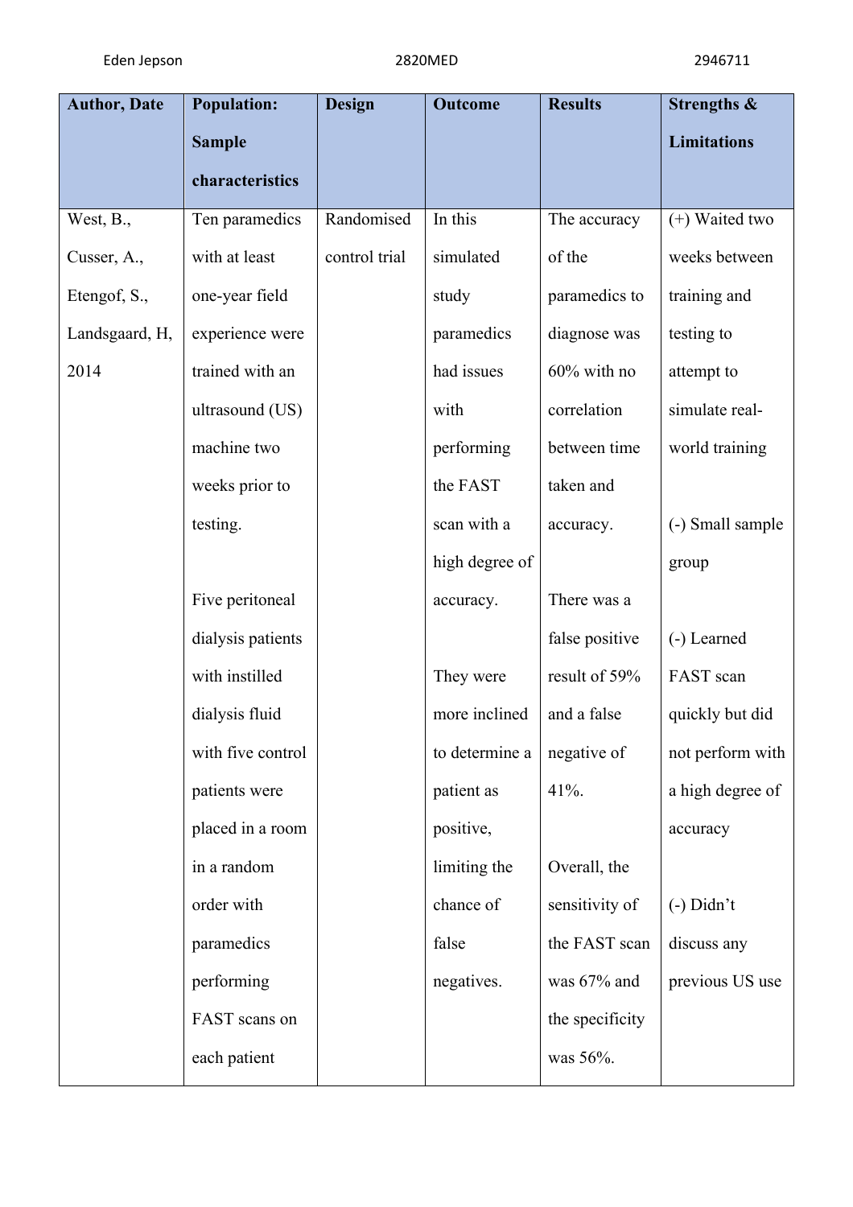| Author, Date | Population: Sample characteristics | Design | Outcome | Results | Strengths & Limitations |
|---|---|---|---|---|---|
| West, B., Cusser, A., Etengof, S., Landsgaard, H, 2014 | Ten paramedics with at least one-year field experience were trained with an ultrasound (US) machine two weeks prior to testing.<br><br>Five peritoneal dialysis patients with instilled dialysis fluid with five control patients were placed in a room in a random order with paramedics performing FAST scans on each patient | Randomised control trial | In this simulated study paramedics had issues with performing the FAST scan with a high degree of accuracy.<br><br>They were more inclined to determine a patient as positive, limiting the chance of false negatives. | The accuracy of the paramedics to diagnose was 60% with no correlation between time taken and accuracy.<br><br>There was a false positive result of 59% and a false negative of 41%.<br><br>Overall, the sensitivity of the FAST scan was 67% and the specificity was 56%. | (+) Waited two weeks between training and testing to attempt to simulate real-world training<br><br>(-) Small sample group<br><br>(-) Learned FAST scan quickly but did not perform with a high degree of accuracy<br><br>(-) Didn't discuss any previous US use |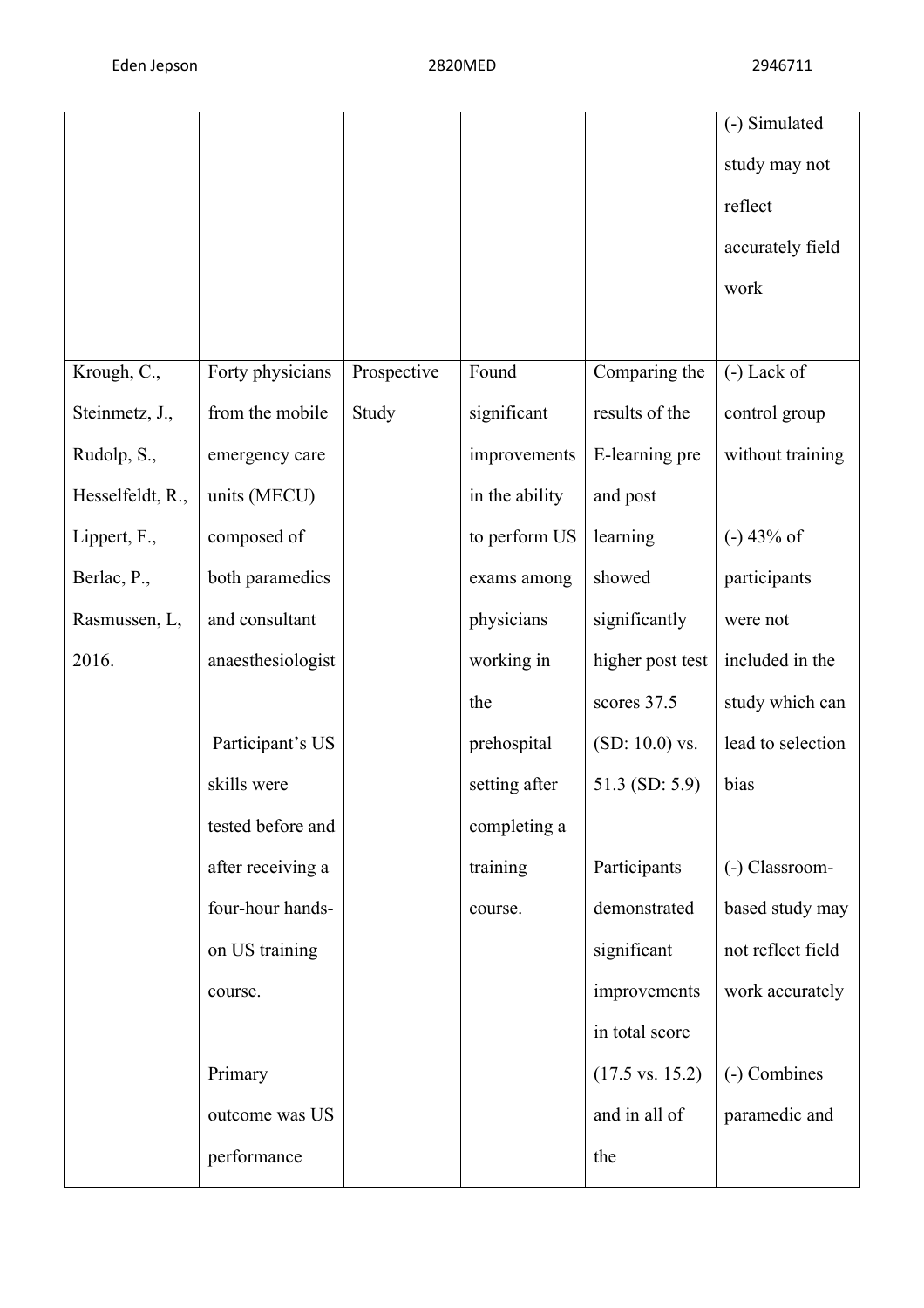|  |  |  |  |  | (-) Simulated study may not reflect accurately field work |
|---|---|---|---|---|---|
| Krough, C., Steinmetz, J., Rudolp, S., Hesselfeldt, R., Lippert, F., Berlac, P., Rasmussen, L, 2016. | Forty physicians from the mobile emergency care units (MECU) composed of both paramedics and consultant anaesthesiologist<br><br>Participant's US skills were tested before and after receiving a four-hour hands-on US training course.<br><br>Primary outcome was US performance | Prospective Study | Found significant improvements in the ability to perform US exams among physicians working in the prehospital setting after completing a training course. | Comparing the results of the E-learning pre and post learning showed significantly higher post test scores 37.5 (SD: 10.0) vs. 51.3 (SD: 5.9)<br><br>Participants demonstrated significant improvements in total score (17.5 vs. 15.2) and in all of the | (-) Lack of control group without training<br><br>(-) 43% of participants were not included in the study which can lead to selection bias<br><br>(-) Classroom-based study may not reflect field work accurately<br><br>(-) Combines paramedic and |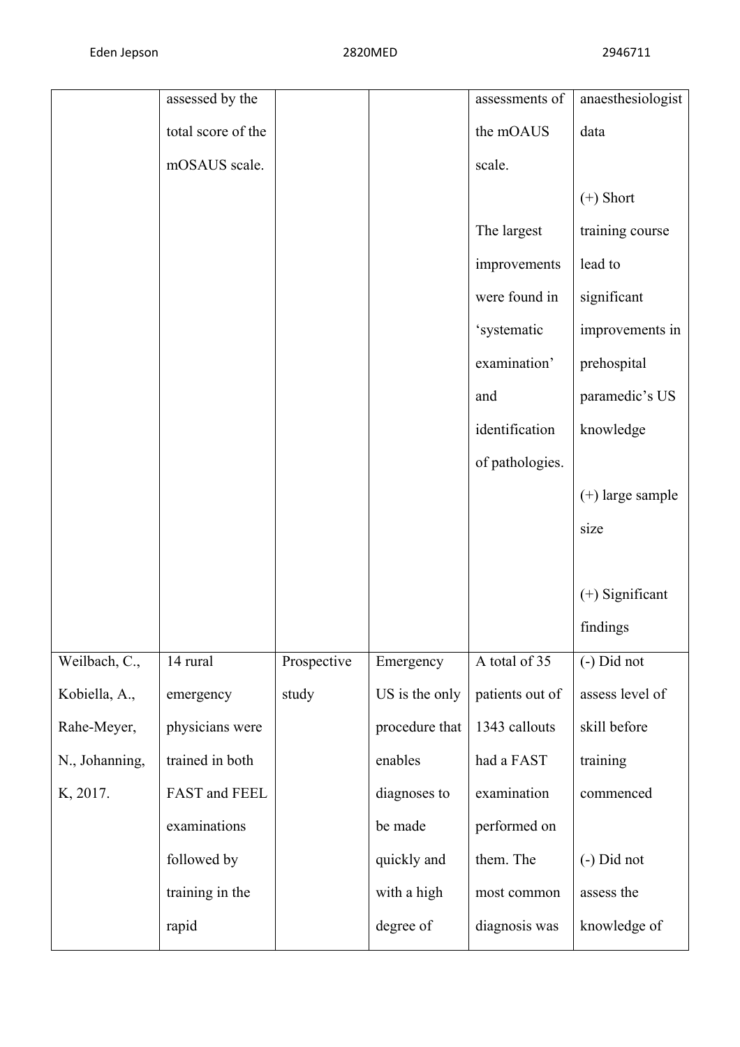| | | | | | |
|---|---|---|---|---|---|
| | assessed by the total score of the mOSAUS scale. | | | assessments of the mOAUS scale.<br><br>The largest improvements were found in 'systematic examination' and identification of pathologies. | anaesthesiologist data<br><br>(+) Short training course lead to significant improvements in prehospital paramedic's US knowledge<br><br>(+) large sample size<br><br>(+) Significant findings |
| Weilbach, C., Kobiella, A., Rahe-Meyer, N., Johanning, K, 2017. | 14 rural emergency physicians were trained in both FAST and FEEL examinations followed by training in the rapid | Prospective study | Emergency US is the only procedure that enables diagnoses to be made quickly and with a high degree of | A total of 35 patients out of 1343 callouts had a FAST examination performed on them. The most common diagnosis was | (-) Did not assess level of skill before training commenced<br><br>(-) Did not assess the knowledge of |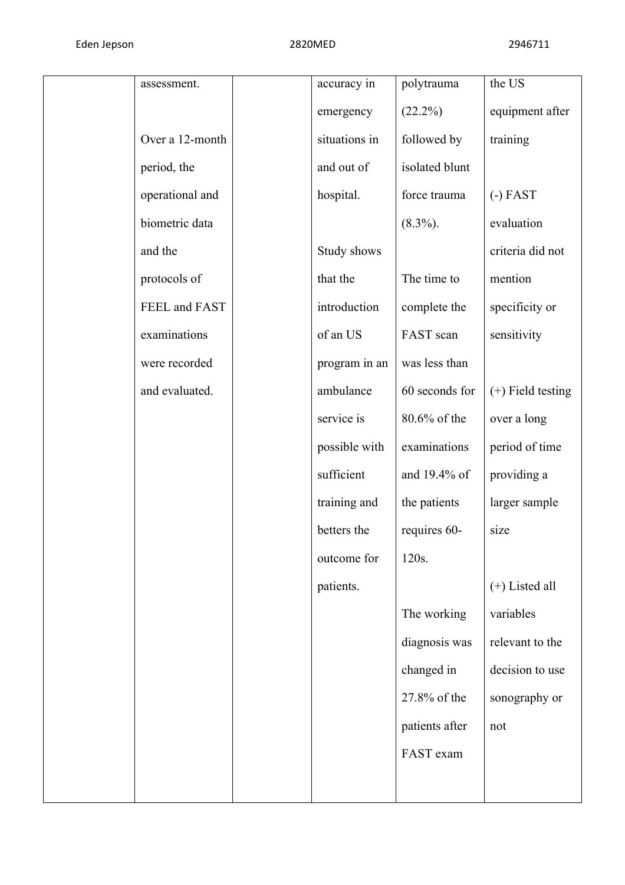|  |  |  |  |  |  |
|---|---|---|---|---|---|
|  | assessment.<br><br>Over a 12-month period, the operational and biometric data and the protocols of FEEL and FAST examinations were recorded and evaluated. |  | accuracy in emergency situations in and out of hospital.<br><br>Study shows that the introduction of an US program in an ambulance service is possible with sufficient training and betters the outcome for patients. | polytrauma (22.2%) followed by isolated blunt force trauma (8.3%).<br><br>The time to complete the FAST scan was less than 60 seconds for 80.6% of the examinations and 19.4% of the patients requires 60-120s.<br><br>The working diagnosis was changed in 27.8% of the patients after FAST exam | the US equipment after training<br><br>(-) FAST evaluation criteria did not mention specificity or sensitivity<br><br>(+) Field testing over a long period of time providing a larger sample size<br><br>(+) Listed all variables relevant to the decision to use sonography or not |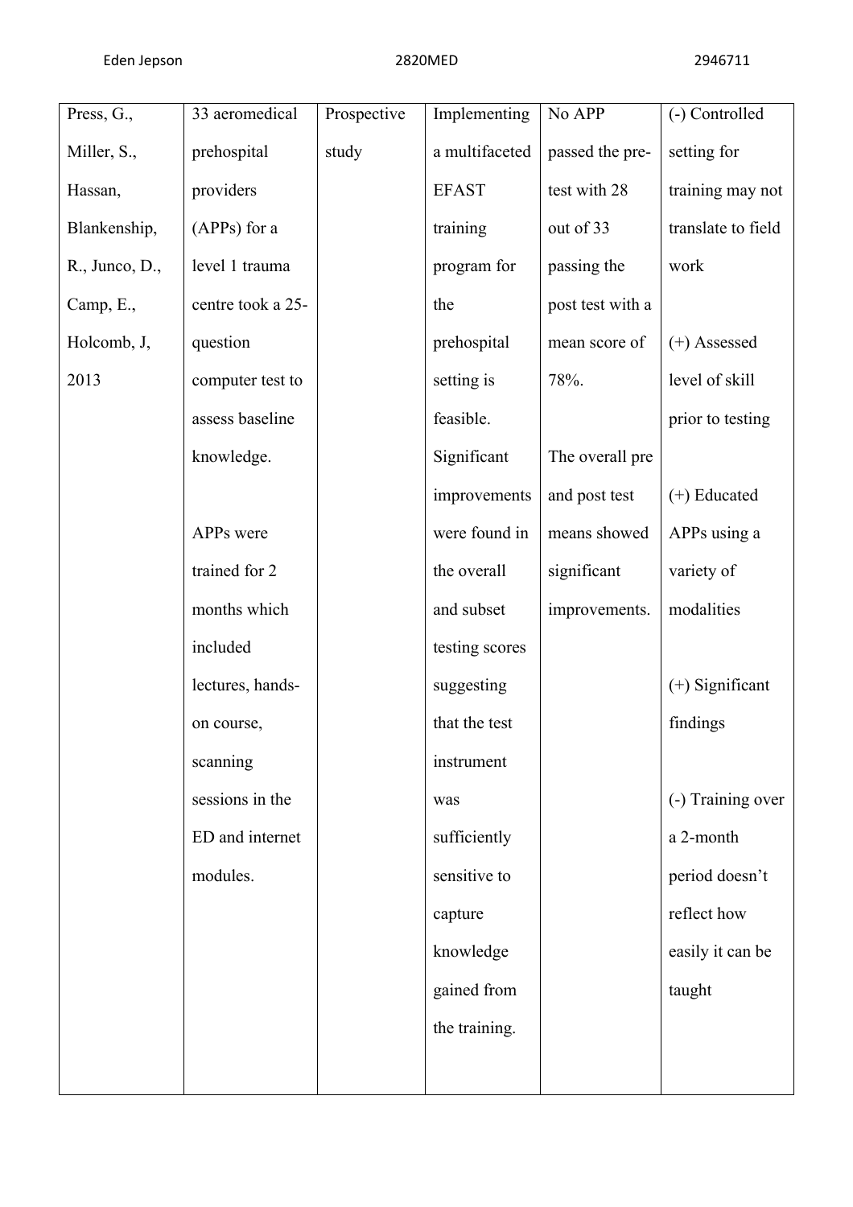| Press, G., Miller, S., Hassan, Blankenship, R., Junco, D., Camp, E., Holcomb, J, 2013 | 33 aeromedical prehospital providers (APPs) for a level 1 trauma centre took a 25-question computer test to assess baseline knowledge.<br><br>APPs were trained for 2 months which included lectures, hands-on course, scanning sessions in the ED and internet modules. | Prospective study | Implementing a multifaceted EFAST training program for the prehospital setting is feasible. Significant improvements were found in the overall and subset testing scores suggesting that the test instrument was sufficiently sensitive to capture knowledge gained from the training. | No APP passed the pre-test with 28 out of 33 passing the post test with a mean score of 78%.<br><br>The overall pre and post test means showed significant improvements. | (-) Controlled setting for training may not translate to field work<br><br>(+) Assessed level of skill prior to testing<br><br>(+) Educated APPs using a variety of modalities<br><br>(+) Significant findings<br><br>(-) Training over a 2-month period doesn't reflect how easily it can be taught |
|---|---|---|---|---|---|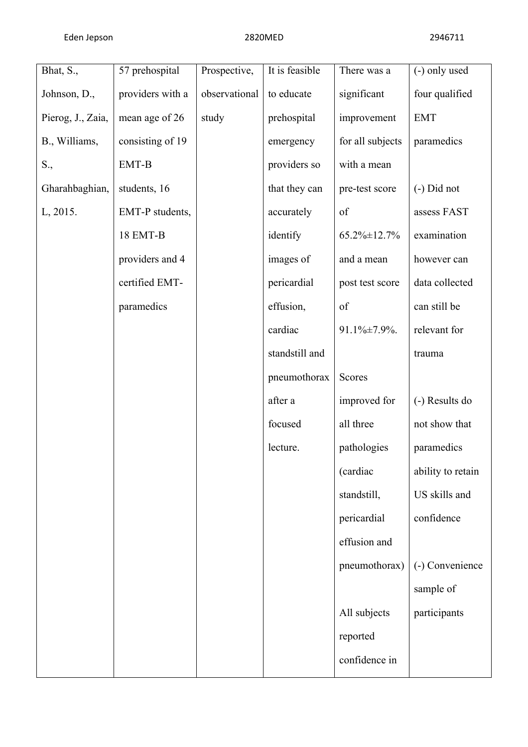| Bhat, S., Johnson, D., Pierog, J., Zaia, B., Williams, S., Gharahbaghian, L, 2015. | 57 prehospital providers with a mean age of 26 consisting of 19 EMT-B students, 16 EMT-P students, 18 EMT-B providers and 4 certified EMT-paramedics | Prospective, observational study | It is feasible to educate prehospital emergency providers so that they can accurately identify images of pericardial effusion, cardiac standstill and pneumothorax after a focused lecture. | There was a significant improvement for all subjects with a mean pre-test score of 65.2%±12.7% and a mean post test score of 91.1%±7.9%.<br><br>Scores improved for all three pathologies (cardiac standstill, pericardial effusion and pneumothorax)<br><br>All subjects reported confidence in | (-) only used four qualified EMT paramedics<br><br>(-) Did not assess FAST examination however can data collected can still be relevant for trauma<br><br>(-) Results do not show that paramedics ability to retain US skills and confidence<br><br>(-) Convenience sample of participants |
|---|---|---|---|---|---|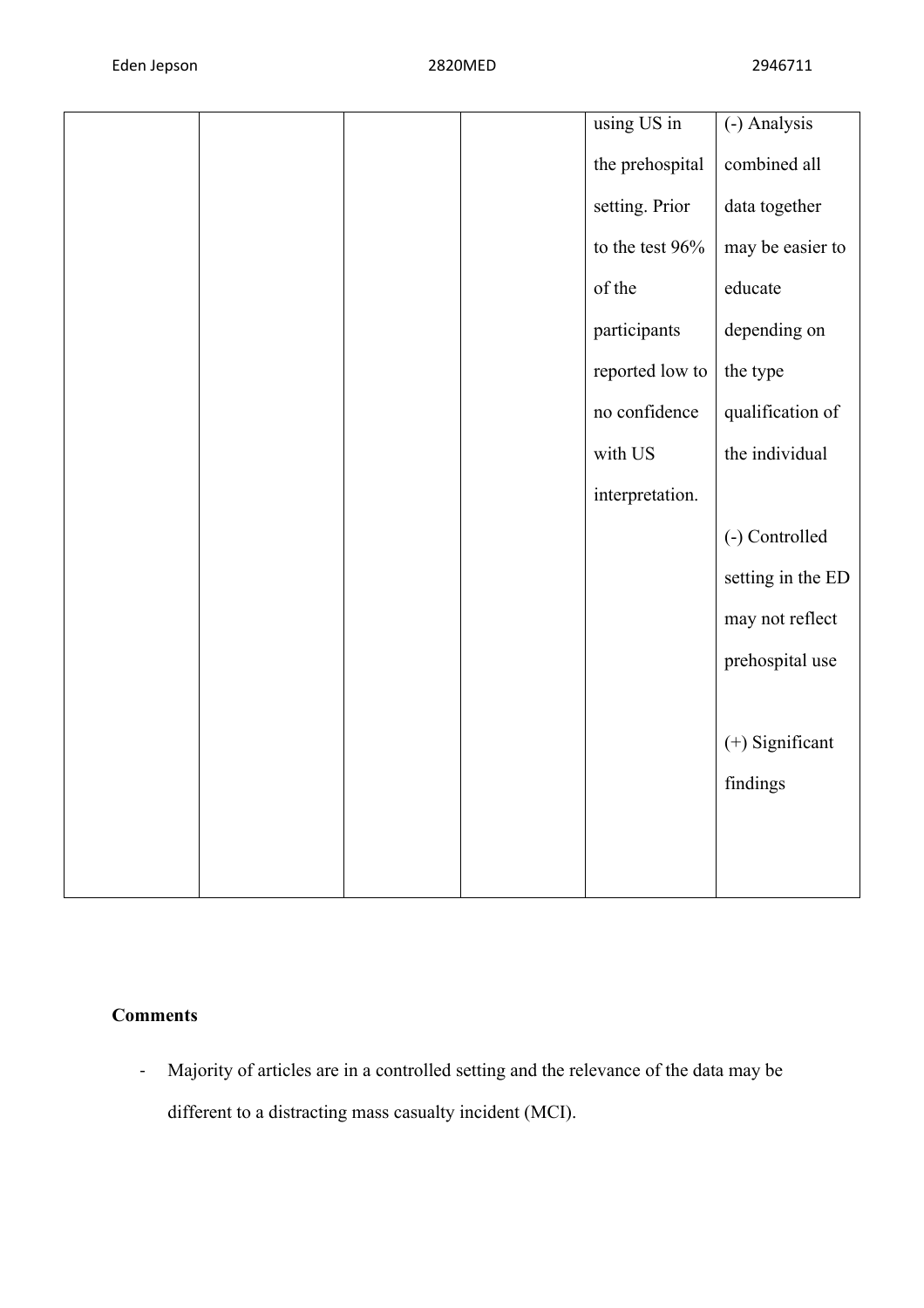| | | | | using US in the prehospital setting. Prior to the test 96% of the participants reported low to no confidence with US interpretation. | (-) Analysis combined all data together may be easier to educate depending on the type qualification of the individual<br><br>(-) Controlled setting in the ED may not reflect prehospital use<br><br>(+) Significant findings |
|---|---|---|---|---|---|

**Comments**

- Majority of articles are in a controlled setting and the relevance of the data may be different to a distracting mass casualty incident (MCI).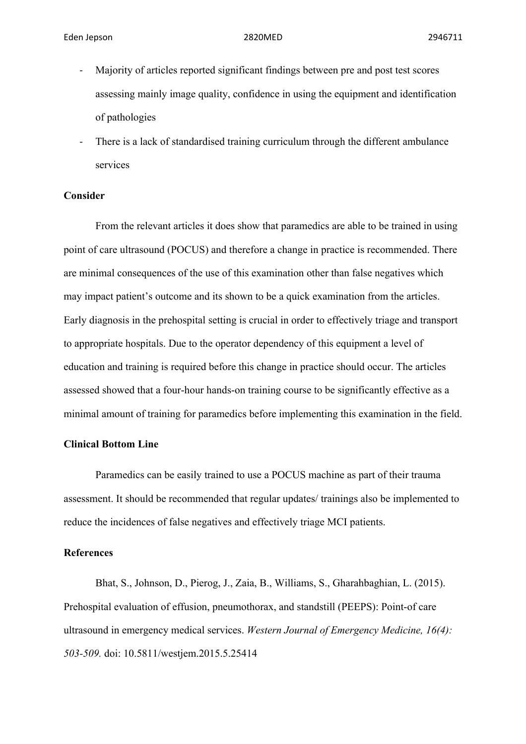- Majority of articles reported significant findings between pre and post test scores assessing mainly image quality, confidence in using the equipment and identification of pathologies
- There is a lack of standardised training curriculum through the different ambulance services

**Consider**

From the relevant articles it does show that paramedics are able to be trained in using point of care ultrasound (POCUS) and therefore a change in practice is recommended. There are minimal consequences of the use of this examination other than false negatives which may impact patient's outcome and its shown to be a quick examination from the articles. Early diagnosis in the prehospital setting is crucial in order to effectively triage and transport to appropriate hospitals. Due to the operator dependency of this equipment a level of education and training is required before this change in practice should occur. The articles assessed showed that a four-hour hands-on training course to be significantly effective as a minimal amount of training for paramedics before implementing this examination in the field.

**Clinical Bottom Line**

Paramedics can be easily trained to use a POCUS machine as part of their trauma assessment. It should be recommended that regular updates/ trainings also be implemented to reduce the incidences of false negatives and effectively triage MCI patients.

**References**

Bhat, S., Johnson, D., Pierog, J., Zaia, B., Williams, S., Gharahbaghian, L. (2015). Prehospital evaluation of effusion, pneumothorax, and standstill (PEEPS): Point-of care ultrasound in emergency medical services. *Western Journal of Emergency Medicine, 16(4): 503-509.* doi: 10.5811/westjem.2015.5.25414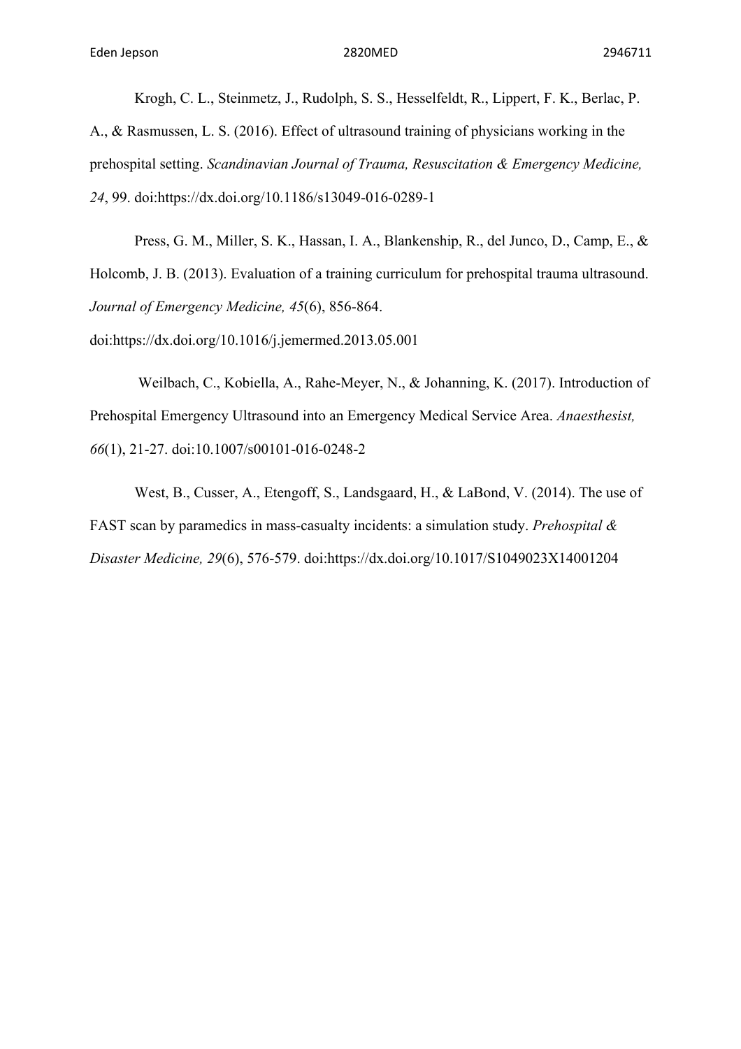Krogh, C. L., Steinmetz, J., Rudolph, S. S., Hesselfeldt, R., Lippert, F. K., Berlac, P. A., & Rasmussen, L. S. (2016). Effect of ultrasound training of physicians working in the prehospital setting. *Scandinavian Journal of Trauma, Resuscitation & Emergency Medicine, 24*, 99. doi:https://dx.doi.org/10.1186/s13049-016-0289-1

Press, G. M., Miller, S. K., Hassan, I. A., Blankenship, R., del Junco, D., Camp, E., & Holcomb, J. B. (2013). Evaluation of a training curriculum for prehospital trauma ultrasound. *Journal of Emergency Medicine, 45*(6), 856-864. doi:https://dx.doi.org/10.1016/j.jemermed.2013.05.001

Weilbach, C., Kobiella, A., Rahe-Meyer, N., & Johanning, K. (2017). Introduction of Prehospital Emergency Ultrasound into an Emergency Medical Service Area. *Anaesthesist, 66*(1), 21-27. doi:10.1007/s00101-016-0248-2

West, B., Cusser, A., Etengoff, S., Landsgaard, H., & LaBond, V. (2014). The use of FAST scan by paramedics in mass-casualty incidents: a simulation study. *Prehospital & Disaster Medicine, 29*(6), 576-579. doi:https://dx.doi.org/10.1017/S1049023X14001204